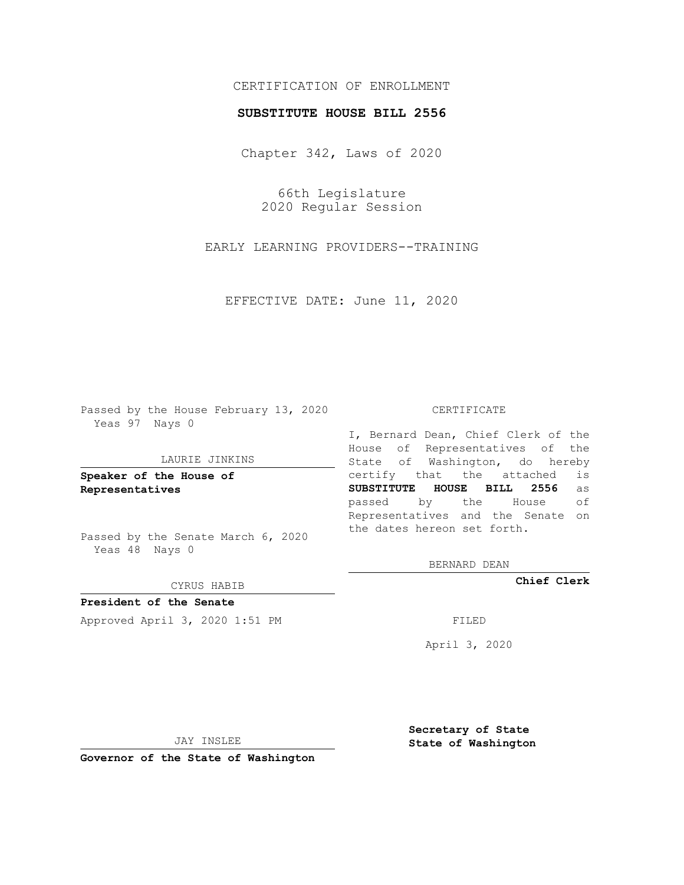CERTIFICATION OF ENROLLMENT

**SUBSTITUTE HOUSE BILL 2556**

Chapter 342, Laws of 2020

66th Legislature
2020 Regular Session

EARLY LEARNING PROVIDERS--TRAINING

EFFECTIVE DATE: June 11, 2020

Passed by the House February 13, 2020
Yeas 97 Nays 0

LAURIE JINKINS

**Speaker of the House of Representatives**

Passed by the Senate March 6, 2020
Yeas 48 Nays 0

CYRUS HABIB

**President of the Senate**

Approved April 3, 2020 1:51 PM

JAY INSLEE

**Governor of the State of Washington**

CERTIFICATE

I, Bernard Dean, Chief Clerk of the House of Representatives of the State of Washington, do hereby certify that the attached is **SUBSTITUTE HOUSE BILL 2556** as passed by the House of Representatives and the Senate on the dates hereon set forth.

BERNARD DEAN

**Chief Clerk**

FILED

April 3, 2020

**Secretary of State**
**State of Washington**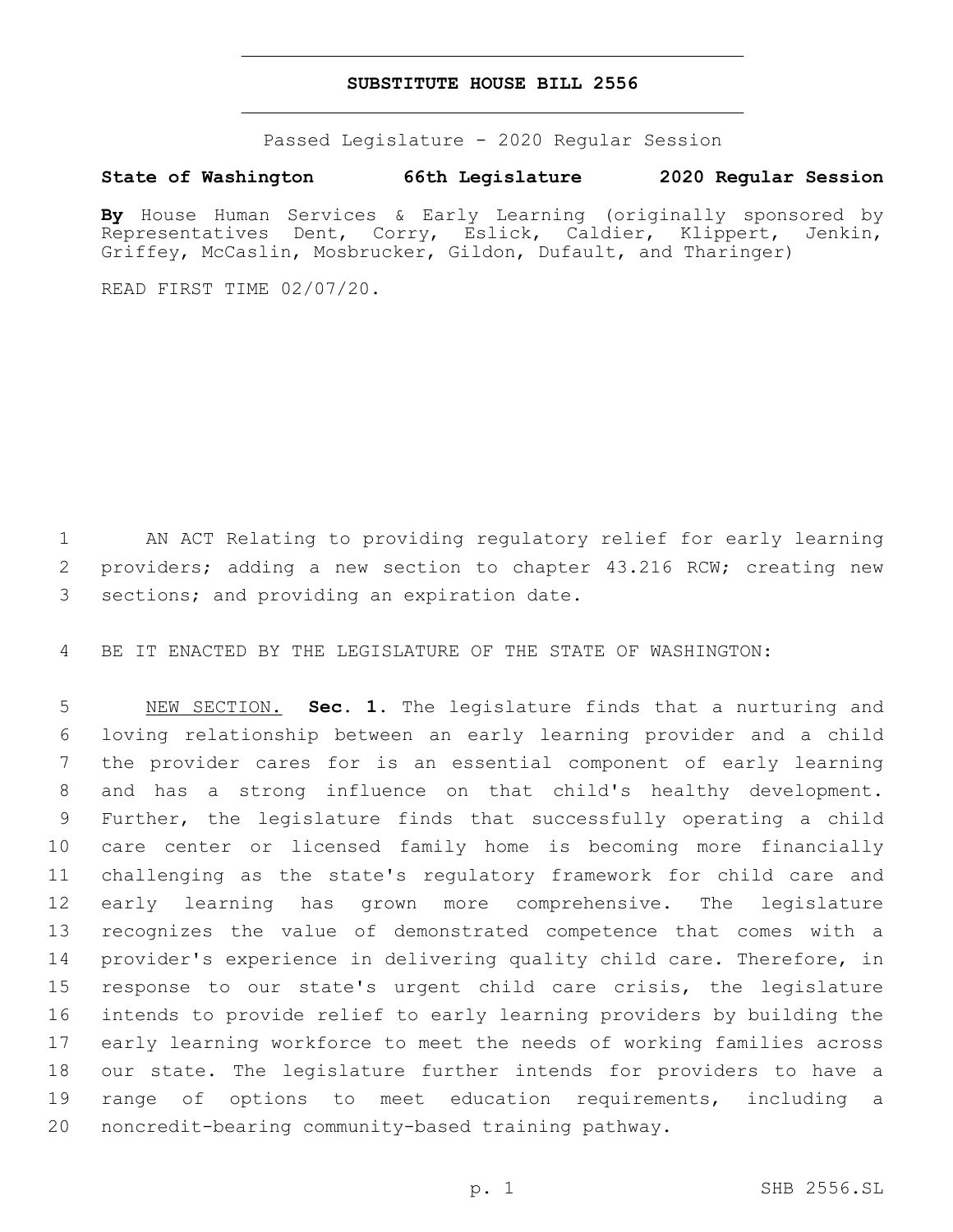# SUBSTITUTE HOUSE BILL 2556

Passed Legislature - 2020 Regular Session

**State of Washington 66th Legislature 2020 Regular Session**

**By** House Human Services & Early Learning (originally sponsored by Representatives Dent, Corry, Eslick, Caldier, Klippert, Jenkin, Griffey, McCaslin, Mosbrucker, Gildon, Dufault, and Tharinger)

READ FIRST TIME 02/07/20.

AN ACT Relating to providing regulatory relief for early learning providers; adding a new section to chapter 43.216 RCW; creating new sections; and providing an expiration date.

BE IT ENACTED BY THE LEGISLATURE OF THE STATE OF WASHINGTON:

NEW SECTION. **Sec. 1.** The legislature finds that a nurturing and loving relationship between an early learning provider and a child the provider cares for is an essential component of early learning and has a strong influence on that child's healthy development. Further, the legislature finds that successfully operating a child care center or licensed family home is becoming more financially challenging as the state's regulatory framework for child care and early learning has grown more comprehensive. The legislature recognizes the value of demonstrated competence that comes with a provider's experience in delivering quality child care. Therefore, in response to our state's urgent child care crisis, the legislature intends to provide relief to early learning providers by building the early learning workforce to meet the needs of working families across our state. The legislature further intends for providers to have a range of options to meet education requirements, including a noncredit-bearing community-based training pathway.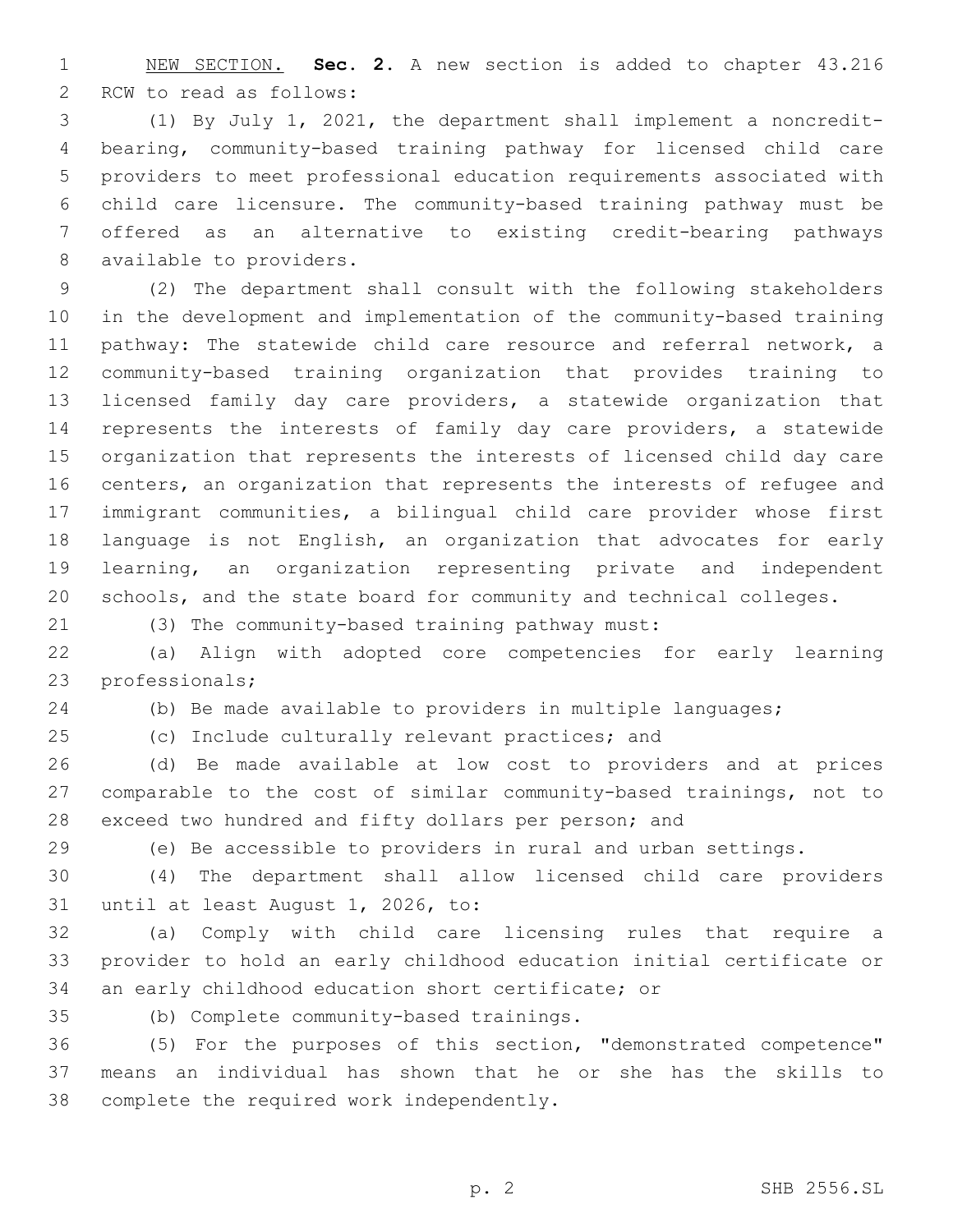NEW SECTION. **Sec. 2.** A new section is added to chapter 43.216 RCW to read as follows:

(1) By July 1, 2021, the department shall implement a noncredit-bearing, community-based training pathway for licensed child care providers to meet professional education requirements associated with child care licensure. The community-based training pathway must be offered as an alternative to existing credit-bearing pathways available to providers.

(2) The department shall consult with the following stakeholders in the development and implementation of the community-based training pathway: The statewide child care resource and referral network, a community-based training organization that provides training to licensed family day care providers, a statewide organization that represents the interests of family day care providers, a statewide organization that represents the interests of licensed child day care centers, an organization that represents the interests of refugee and immigrant communities, a bilingual child care provider whose first language is not English, an organization that advocates for early learning, an organization representing private and independent schools, and the state board for community and technical colleges.

(3) The community-based training pathway must:

(a) Align with adopted core competencies for early learning professionals;

(b) Be made available to providers in multiple languages;

(c) Include culturally relevant practices; and

(d) Be made available at low cost to providers and at prices comparable to the cost of similar community-based trainings, not to exceed two hundred and fifty dollars per person; and

(e) Be accessible to providers in rural and urban settings.

(4) The department shall allow licensed child care providers until at least August 1, 2026, to:

(a) Comply with child care licensing rules that require a provider to hold an early childhood education initial certificate or an early childhood education short certificate; or

(b) Complete community-based trainings.

(5) For the purposes of this section, "demonstrated competence" means an individual has shown that he or she has the skills to complete the required work independently.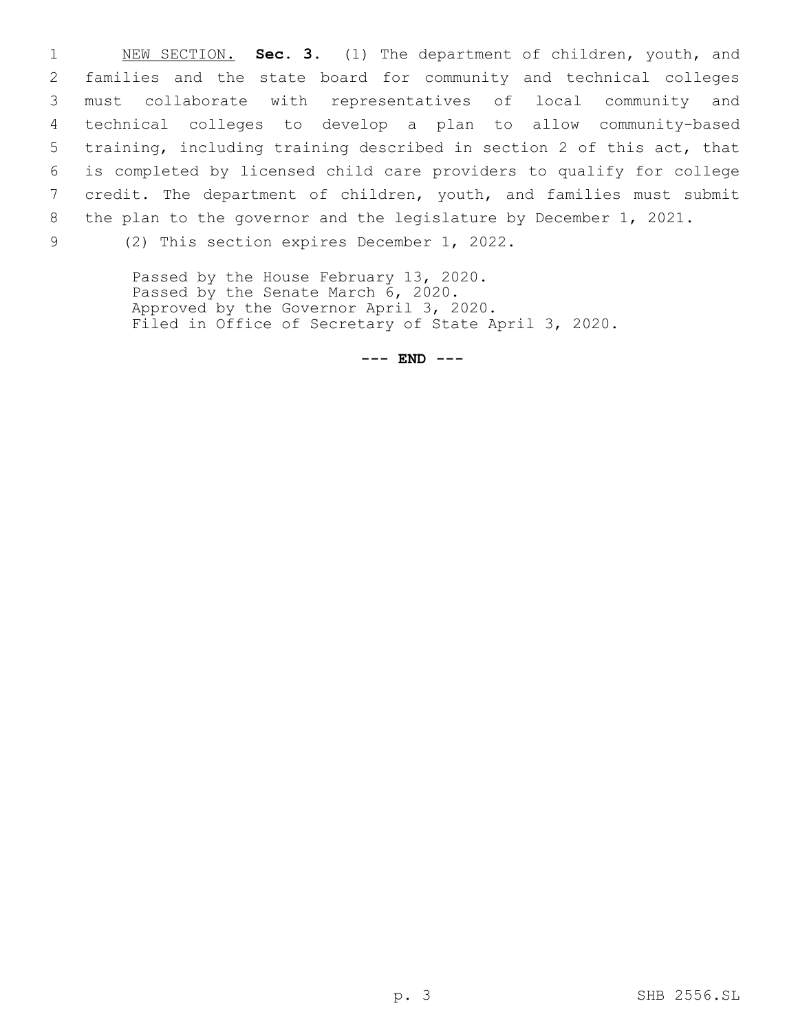NEW SECTION. **Sec. 3.** (1) The department of children, youth, and families and the state board for community and technical colleges must collaborate with representatives of local community and technical colleges to develop a plan to allow community-based training, including training described in section 2 of this act, that is completed by licensed child care providers to qualify for college credit. The department of children, youth, and families must submit the plan to the governor and the legislature by December 1, 2021.

(2) This section expires December 1, 2022.

Passed by the House February 13, 2020.
Passed by the Senate March 6, 2020.
Approved by the Governor April 3, 2020.
Filed in Office of Secretary of State April 3, 2020.

**--- END ---**